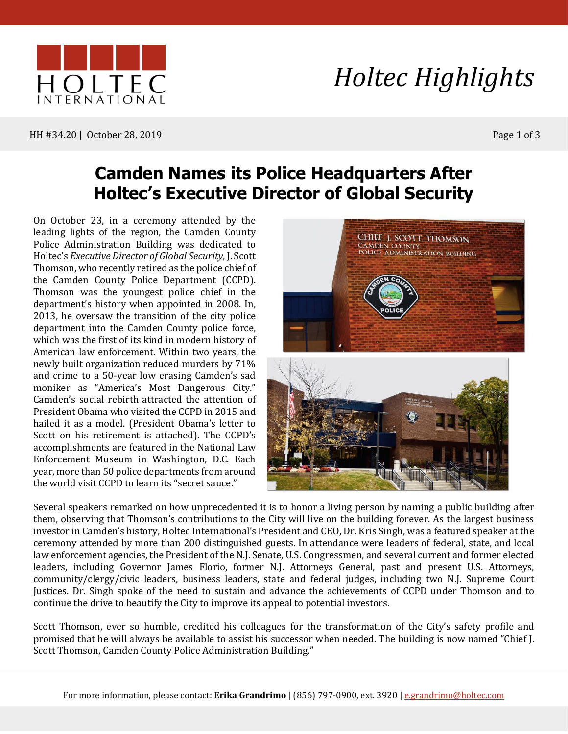# Holtec Highlights

HH #34.20 | October 28, 2019

## Camden Names its Police Headquarters After Holtec's Executive Director of Global Security

On October 23, in a ceremony attended by the leading lights of the region, the Camden County Police Administration Building was dedicated to Holtec's *Executive Director of Global Security*, J. Scott Thomson, who recently retired as the police chief of the Camden County Police Department (CCPD). Thomson was the youngest police chief in the department's history when appointed in 2008. In, 2013, he oversaw the transition of the city police department into the Camden County police force, which was the first of its kind in modern history of American law enforcement. Within two years, the newly built organization reduced murders by 71% and crime to a 50-year low erasing Camden's sad moniker as "America's Most Dangerous City." Camden's social rebirth attracted the attention of President Obama who visited the CCPD in 2015 and hailed it as a model. (President Obama's letter to Scott on his retirement is attached). The CCPD's accomplishments are featured in the National Law Enforcement Museum in Washington, D.C. Each year, more than 50 police departments from around the world visit CCPD to learn its "secret sauce."

Several speakers remarked on how unprecedented it is to honor a living person by naming a public building after them, observing that Thomson's contributions to the City will live on the building forever. As the largest business investor in Camden's history, Holtec International's President and CEO, Dr. Kris Singh, was a featured speaker at the ceremony attended by more than 200 distinguished guests. In attendance were leaders of federal, state, and local law enforcement agencies, the President of the N.J. Senate, U.S. Congressmen, and several current and former elected leaders, including Governor James Florio, former N.J. Attorneys General, past and present U.S. Attorneys, community/clergy/civic leaders, business leaders, state and federal judges, including two N.J. Supreme Court Justices. Dr. Singh spoke of the need to sustain and advance the achievements of CCPD under Thomson and to continue the drive to beautify the City to improve its appeal to potential investors.

Scott Thomson, ever so humble, credited his colleagues for the transformation of the City's safety profile and promised that he will always be available to assist his successor when needed. The building is now named "Chief J. Scott Thomson, Camden County Police Administration Building."

For more information, please contact: **Erika Grandrimo** | (856) 797-0900, ext. 3920 | e.grandrimo@holtec.com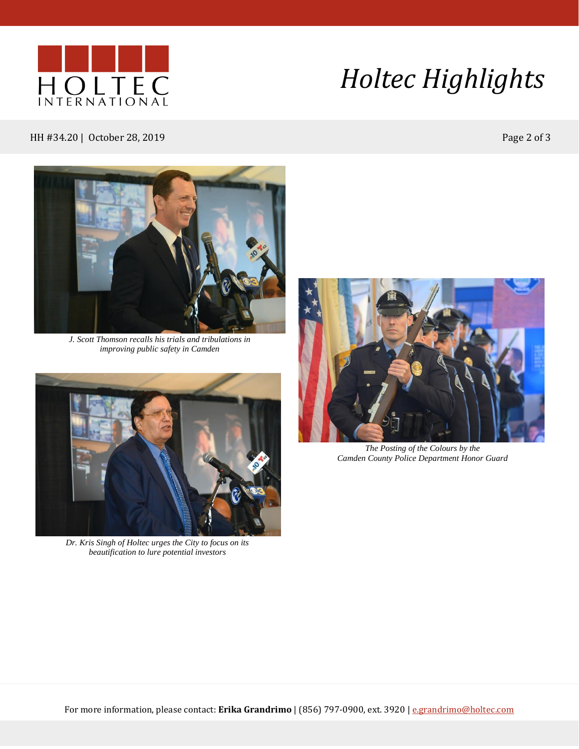*J. Scott Thomson recalls his trials and tribulations in improving public safety in Camden*

*Dr. Kris Singh of Holtec urges the City to focus on its beautification to lure potential investors*

*The Posting of the Colours by the Camden County Police Department Honor Guard*

For more information, please contact: **Erika Grandrimo** | (856) 797-0900, ext. 3920 | e.grandrimo@holtec.com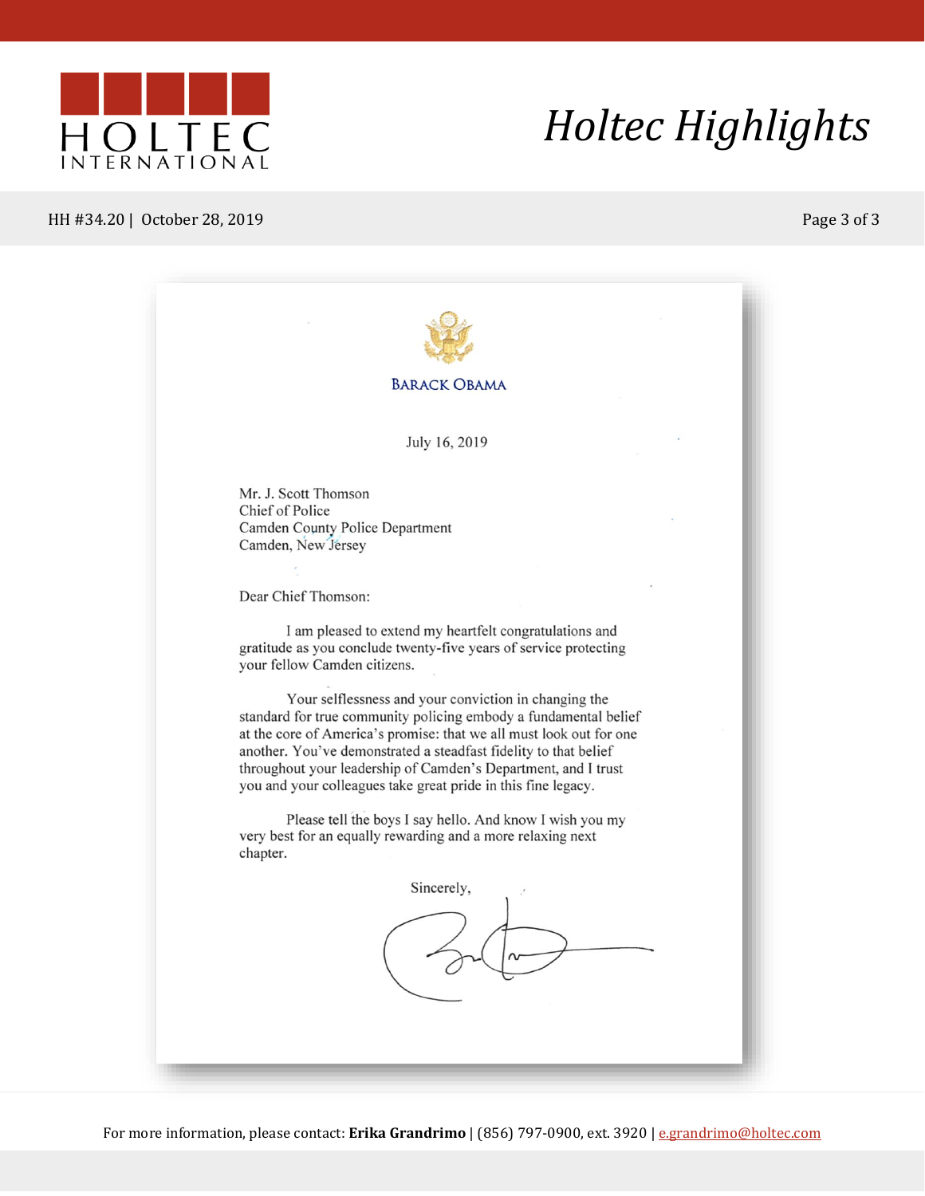**BARACK OBAMA**

July 16, 2019

Mr. J. Scott Thomson
Chief of Police
Camden County Police Department
Camden, New Jersey

Dear Chief Thomson:

I am pleased to extend my heartfelt congratulations and gratitude as you conclude twenty-five years of service protecting your fellow Camden citizens.

Your selflessness and your conviction in changing the standard for true community policing embody a fundamental belief at the core of America's promise: that we all must look out for one another. You've demonstrated a steadfast fidelity to that belief throughout your leadership of Camden's Department, and I trust you and your colleagues take great pride in this fine legacy.

Please tell the boys I say hello. And know I wish you my very best for an equally rewarding and a more relaxing next chapter.

Sincerely,

For more information, please contact: **Erika Grandrimo** | (856) 797-0900, ext. 3920 | e.grandrimo@holtec.com